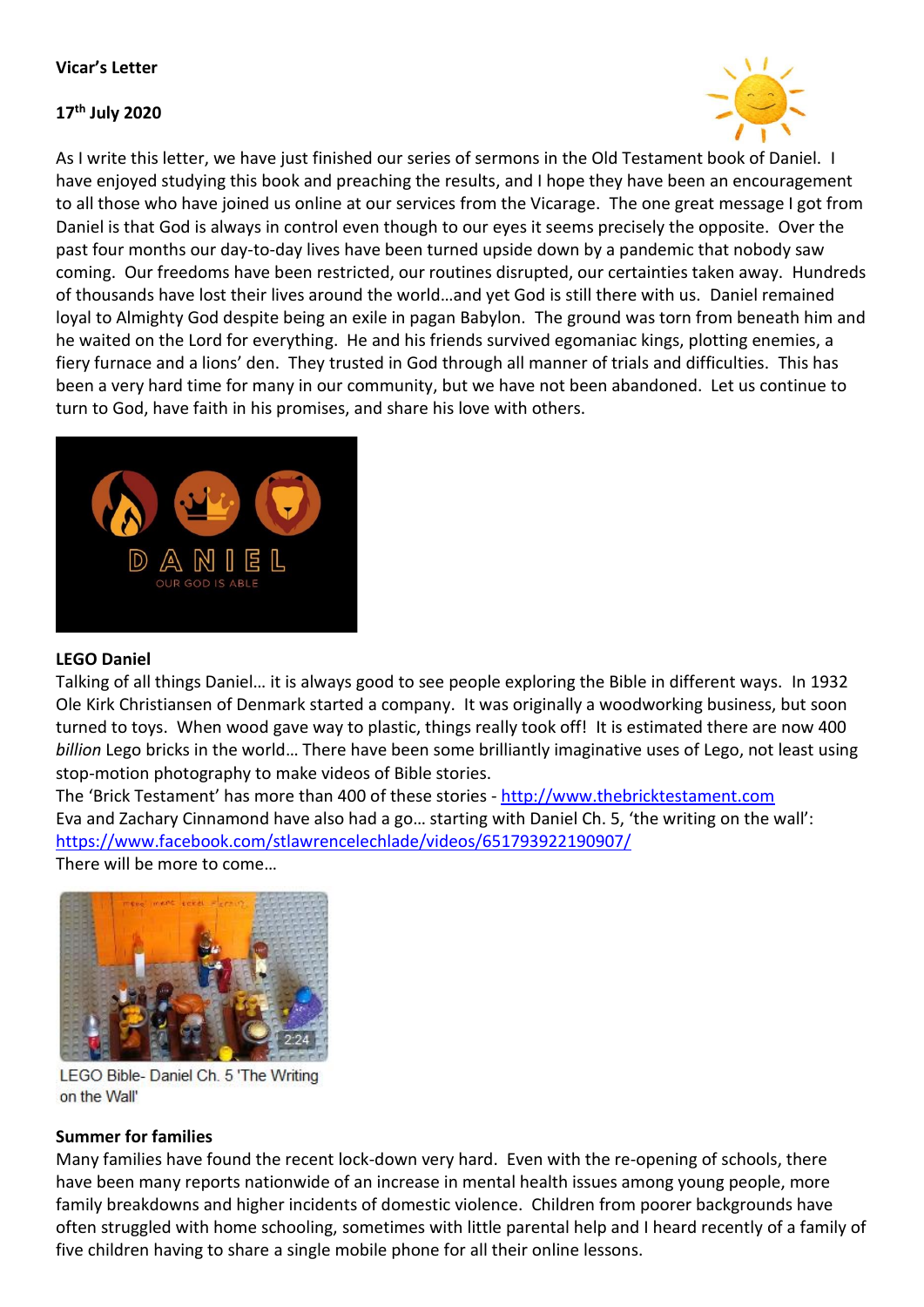**Vicar's Letter**

**17th July 2020**

As I write this letter, we have just finished our series of sermons in the Old Testament book of Daniel. I have enjoyed studying this book and preaching the results, and I hope they have been an encouragement to all those who have joined us online at our services from the Vicarage. The one great message I got from Daniel is that God is always in control even though to our eyes it seems precisely the opposite. Over the past four months our day-to-day lives have been turned upside down by a pandemic that nobody saw coming. Our freedoms have been restricted, our routines disrupted, our certainties taken away. Hundreds of thousands have lost their lives around the world…and yet God is still there with us. Daniel remained loyal to Almighty God despite being an exile in pagan Babylon. The ground was torn from beneath him and he waited on the Lord for everything. He and his friends survived egomaniac kings, plotting enemies, a fiery furnace and a lions' den. They trusted in God through all manner of trials and difficulties. This has been a very hard time for many in our community, but we have not been abandoned. Let us continue to turn to God, have faith in his promises, and share his love with others.

**LEGO Daniel**

Talking of all things Daniel… it is always good to see people exploring the Bible in different ways. In 1932 Ole Kirk Christiansen of Denmark started a company. It was originally a woodworking business, but soon turned to toys. When wood gave way to plastic, things really took off! It is estimated there are now 400 *billion* Lego bricks in the world… There have been some brilliantly imaginative uses of Lego, not least using stop-motion photography to make videos of Bible stories.

The 'Brick Testament' has more than 400 of these stories - http://www.thebricktestament.com

Eva and Zachary Cinnamond have also had a go… starting with Daniel Ch. 5, 'the writing on the wall': https://www.facebook.com/stlawrencelechlade/videos/651793922190907/

There will be more to come…

LEGO Bible- Daniel Ch. 5 'The Writing on the Wall'

**Summer for families**

Many families have found the recent lock-down very hard. Even with the re-opening of schools, there have been many reports nationwide of an increase in mental health issues among young people, more family breakdowns and higher incidents of domestic violence. Children from poorer backgrounds have often struggled with home schooling, sometimes with little parental help and I heard recently of a family of five children having to share a single mobile phone for all their online lessons.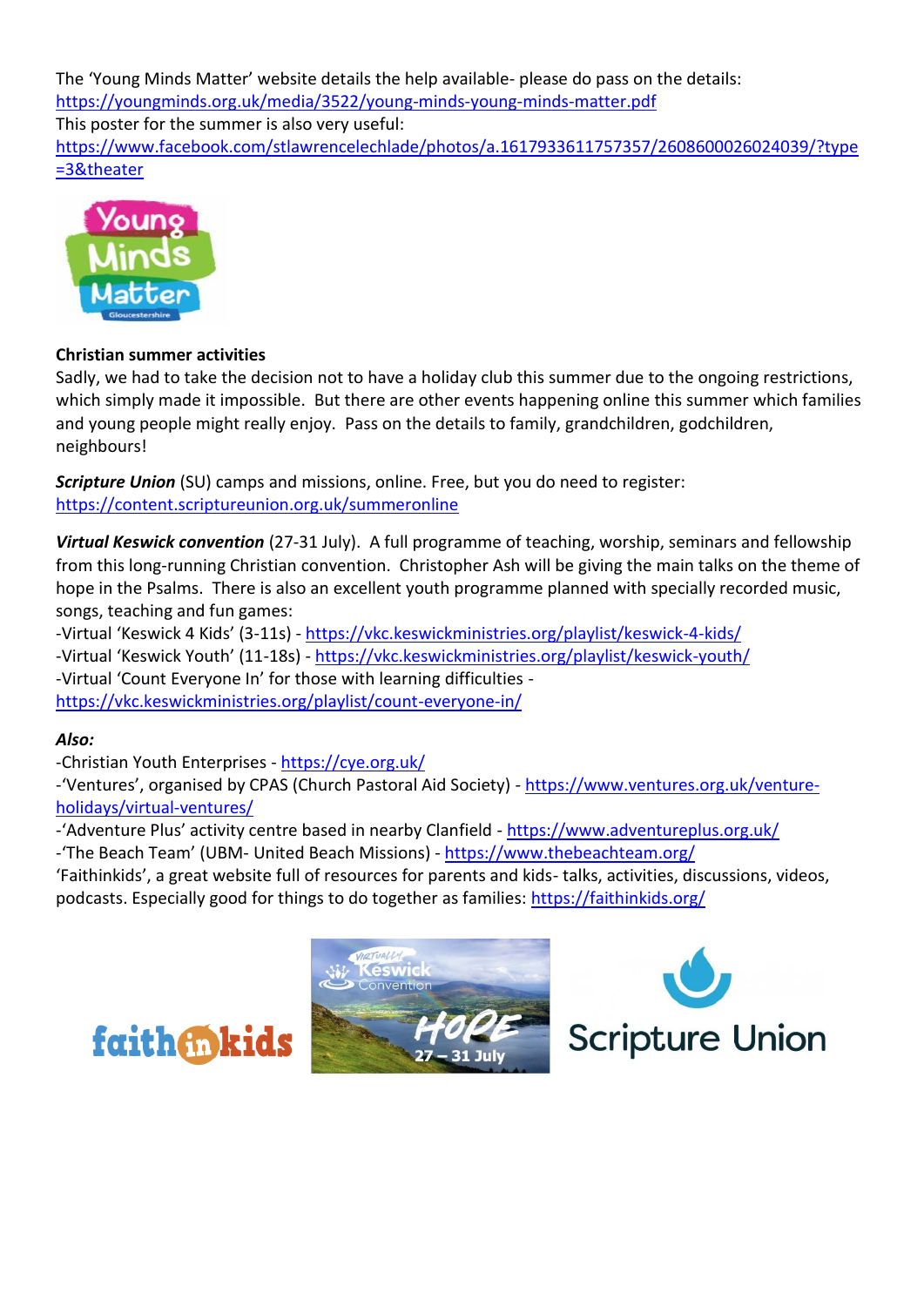The 'Young Minds Matter' website details the help available- please do pass on the details:
https://youngminds.org.uk/media/3522/young-minds-young-minds-matter.pdf
This poster for the summer is also very useful:
https://www.facebook.com/stlawrencelechlade/photos/a.1617933611757357/2608600026024039/?type=3&theater

**Christian summer activities**

Sadly, we had to take the decision not to have a holiday club this summer due to the ongoing restrictions, which simply made it impossible. But there are other events happening online this summer which families and young people might really enjoy. Pass on the details to family, grandchildren, godchildren, neighbours!

***Scripture Union*** (SU) camps and missions, online. Free, but you do need to register:
https://content.scriptureunion.org.uk/summeronline

***Virtual Keswick convention*** (27-31 July). A full programme of teaching, worship, seminars and fellowship from this long-running Christian convention. Christopher Ash will be giving the main talks on the theme of hope in the Psalms. There is also an excellent youth programme planned with specially recorded music, songs, teaching and fun games:

-Virtual 'Keswick 4 Kids' (3-11s) - https://vkc.keswickministries.org/playlist/keswick-4-kids/
-Virtual 'Keswick Youth' (11-18s) - https://vkc.keswickministries.org/playlist/keswick-youth/
-Virtual 'Count Everyone In' for those with learning difficulties - https://vkc.keswickministries.org/playlist/count-everyone-in/

***Also:***

-Christian Youth Enterprises - https://cye.org.uk/
-'Ventures', organised by CPAS (Church Pastoral Aid Society) - https://www.ventures.org.uk/venture-holidays/virtual-ventures/
-'Adventure Plus' activity centre based in nearby Clanfield - https://www.adventureplus.org.uk/
-'The Beach Team' (UBM- United Beach Missions) - https://www.thebeachteam.org/
'Faithinkids', a great website full of resources for parents and kids- talks, activities, discussions, videos, podcasts. Especially good for things to do together as families: https://faithinkids.org/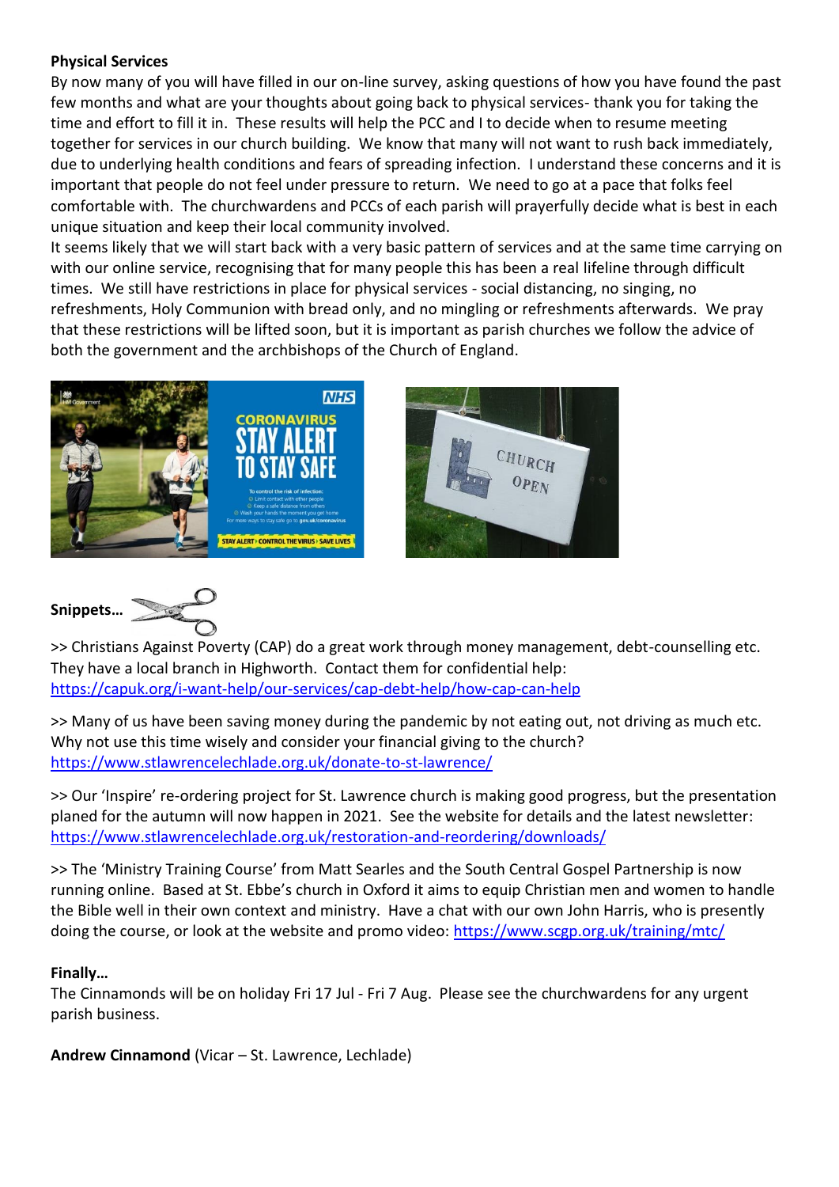**Physical Services**

By now many of you will have filled in our on-line survey, asking questions of how you have found the past few months and what are your thoughts about going back to physical services- thank you for taking the time and effort to fill it in. These results will help the PCC and I to decide when to resume meeting together for services in our church building. We know that many will not want to rush back immediately, due to underlying health conditions and fears of spreading infection. I understand these concerns and it is important that people do not feel under pressure to return. We need to go at a pace that folks feel comfortable with. The churchwardens and PCCs of each parish will prayerfully decide what is best in each unique situation and keep their local community involved.

It seems likely that we will start back with a very basic pattern of services and at the same time carrying on with our online service, recognising that for many people this has been a real lifeline through difficult times. We still have restrictions in place for physical services - social distancing, no singing, no refreshments, Holy Communion with bread only, and no mingling or refreshments afterwards. We pray that these restrictions will be lifted soon, but it is important as parish churches we follow the advice of both the government and the archbishops of the Church of England.

**Snippets…**

>> Christians Against Poverty (CAP) do a great work through money management, debt-counselling etc. They have a local branch in Highworth. Contact them for confidential help: https://capuk.org/i-want-help/our-services/cap-debt-help/how-cap-can-help

>> Many of us have been saving money during the pandemic by not eating out, not driving as much etc. Why not use this time wisely and consider your financial giving to the church? https://www.stlawrencelechlade.org.uk/donate-to-st-lawrence/

>> Our 'Inspire' re-ordering project for St. Lawrence church is making good progress, but the presentation planed for the autumn will now happen in 2021. See the website for details and the latest newsletter: https://www.stlawrencelechlade.org.uk/restoration-and-reordering/downloads/

>> The 'Ministry Training Course' from Matt Searles and the South Central Gospel Partnership is now running online. Based at St. Ebbe's church in Oxford it aims to equip Christian men and women to handle the Bible well in their own context and ministry. Have a chat with our own John Harris, who is presently doing the course, or look at the website and promo video: https://www.scgp.org.uk/training/mtc/

**Finally…**

The Cinnamonds will be on holiday Fri 17 Jul - Fri 7 Aug. Please see the churchwardens for any urgent parish business.

**Andrew Cinnamond** (Vicar – St. Lawrence, Lechlade)